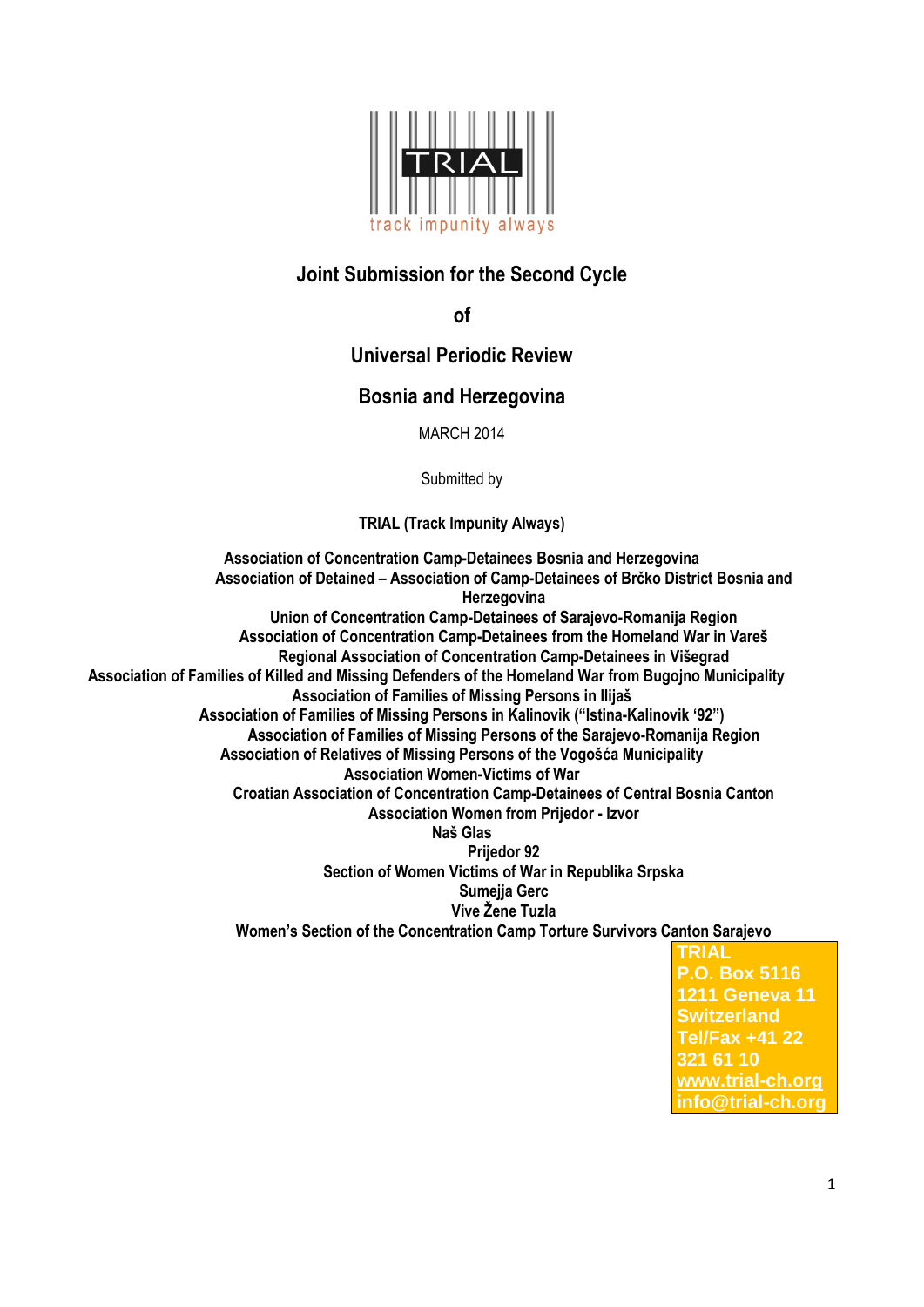TRIAL

track impunity always

# Joint Submission for the Second Cycle

# of

# Universal Periodic Review

# Bosnia and Herzegovina

MARCH 2014

Submitted by

**TRIAL (Track Impunity Always)**

**Association of Concentration Camp-Detainees Bosnia and Herzegovina**
**Association of Detained – Association of Camp-Detainees of Brčko District Bosnia and Herzegovina**
**Union of Concentration Camp-Detainees of Sarajevo-Romanija Region**
**Association of Concentration Camp-Detainees from the Homeland War in Vareš**
**Regional Association of Concentration Camp-Detainees in Višegrad**
**Association of Families of Killed and Missing Defenders of the Homeland War from Bugojno Municipality**
**Association of Families of Missing Persons in Ilijaš**
**Association of Families of Missing Persons in Kalinovik ("Istina-Kalinovik '92")**
**Association of Families of Missing Persons of the Sarajevo-Romanija Region**
**Association of Relatives of Missing Persons of the Vogošća Municipality**
**Association Women-Victims of War**
**Croatian Association of Concentration Camp-Detainees of Central Bosnia Canton**
**Association Women from Prijedor - Izvor**
**Naš Glas**
**Prijedor 92**
**Section of Women Victims of War in Republika Srpska**
**Sumejja Gerc**
**Vive Žene Tuzla**
**Women's Section of the Concentration Camp Torture Survivors Canton Sarajevo**

**TRIAL**
**P.O. Box 5116**
**1211 Geneva 11**
**Switzerland**
**Tel/Fax +41 22 321 61 10**
**www.trial-ch.org**
**info@trial-ch.org**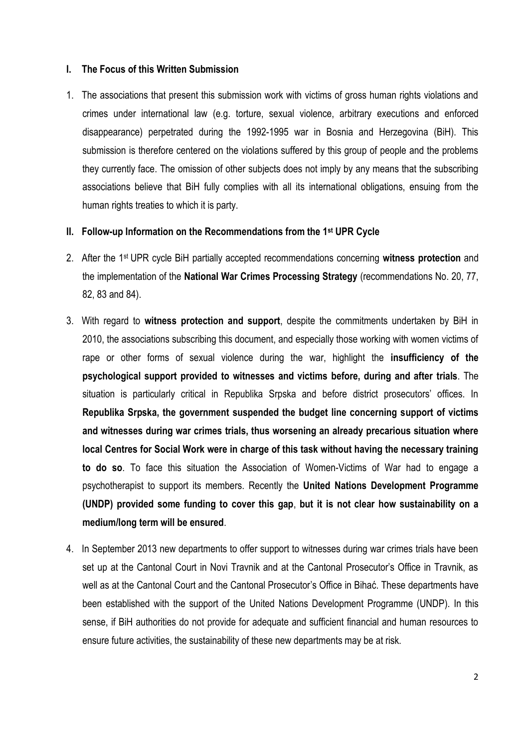## I. The Focus of this Written Submission

1. The associations that present this submission work with victims of gross human rights violations and crimes under international law (e.g. torture, sexual violence, arbitrary executions and enforced disappearance) perpetrated during the 1992-1995 war in Bosnia and Herzegovina (BiH). This submission is therefore centered on the violations suffered by this group of people and the problems they currently face. The omission of other subjects does not imply by any means that the subscribing associations believe that BiH fully complies with all its international obligations, ensuing from the human rights treaties to which it is party.

## II. Follow-up Information on the Recommendations from the 1st UPR Cycle

2. After the 1st UPR cycle BiH partially accepted recommendations concerning **witness protection** and the implementation of the **National War Crimes Processing Strategy** (recommendations No. 20, 77, 82, 83 and 84).

3. With regard to **witness protection and support**, despite the commitments undertaken by BiH in 2010, the associations subscribing this document, and especially those working with women victims of rape or other forms of sexual violence during the war, highlight the **insufficiency of the psychological support provided to witnesses and victims before, during and after trials**. The situation is particularly critical in Republika Srpska and before district prosecutors' offices. In **Republika Srpska, the government suspended the budget line concerning support of victims and witnesses during war crimes trials, thus worsening an already precarious situation where local Centres for Social Work were in charge of this task without having the necessary training to do so**. To face this situation the Association of Women-Victims of War had to engage a psychotherapist to support its members. Recently the **United Nations Development Programme (UNDP) provided some funding to cover this gap**, **but it is not clear how sustainability on a medium/long term will be ensured**.

4. In September 2013 new departments to offer support to witnesses during war crimes trials have been set up at the Cantonal Court in Novi Travnik and at the Cantonal Prosecutor's Office in Travnik, as well as at the Cantonal Court and the Cantonal Prosecutor's Office in Bihać. These departments have been established with the support of the United Nations Development Programme (UNDP). In this sense, if BiH authorities do not provide for adequate and sufficient financial and human resources to ensure future activities, the sustainability of these new departments may be at risk.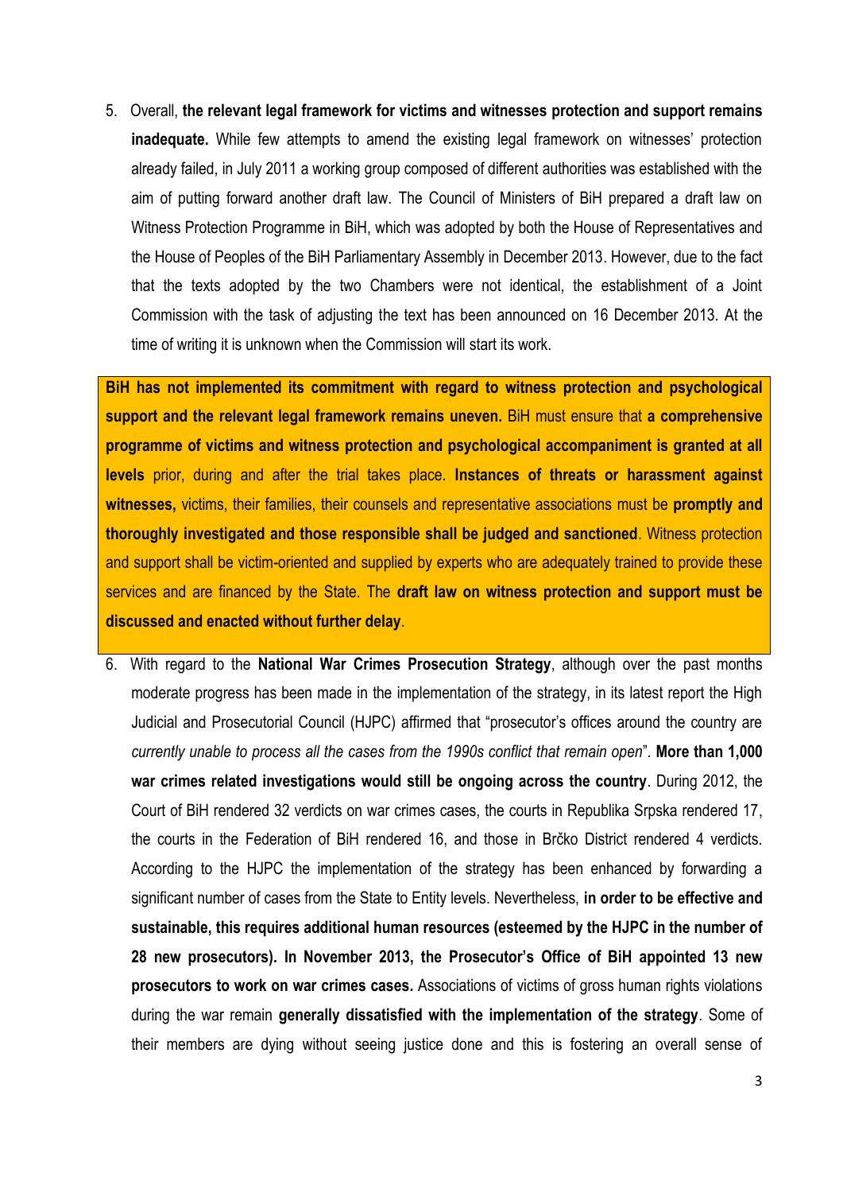5. Overall, **the relevant legal framework for victims and witnesses protection and support remains inadequate.** While few attempts to amend the existing legal framework on witnesses' protection already failed, in July 2011 a working group composed of different authorities was established with the aim of putting forward another draft law. The Council of Ministers of BiH prepared a draft law on Witness Protection Programme in BiH, which was adopted by both the House of Representatives and the House of Peoples of the BiH Parliamentary Assembly in December 2013. However, due to the fact that the texts adopted by the two Chambers were not identical, the establishment of a Joint Commission with the task of adjusting the text has been announced on 16 December 2013. At the time of writing it is unknown when the Commission will start its work.

**BiH has not implemented its commitment with regard to witness protection and psychological support and the relevant legal framework remains uneven.** BiH must ensure that **a comprehensive programme of victims and witness protection and psychological accompaniment is granted at all levels** prior, during and after the trial takes place. **Instances of threats or harassment against witnesses,** victims, their families, their counsels and representative associations must be **promptly and thoroughly investigated and those responsible shall be judged and sanctioned**. Witness protection and support shall be victim-oriented and supplied by experts who are adequately trained to provide these services and are financed by the State. The **draft law on witness protection and support must be discussed and enacted without further delay**.

6. With regard to the **National War Crimes Prosecution Strategy**, although over the past months moderate progress has been made in the implementation of the strategy, in its latest report the High Judicial and Prosecutorial Council (HJPC) affirmed that "prosecutor's offices around the country are *currently unable to process all the cases from the 1990s conflict that remain open*". **More than 1,000 war crimes related investigations would still be ongoing across the country**. During 2012, the Court of BiH rendered 32 verdicts on war crimes cases, the courts in Republika Srpska rendered 17, the courts in the Federation of BiH rendered 16, and those in Brčko District rendered 4 verdicts. According to the HJPC the implementation of the strategy has been enhanced by forwarding a significant number of cases from the State to Entity levels. Nevertheless, **in order to be effective and sustainable, this requires additional human resources (esteemed by the HJPC in the number of 28 new prosecutors). In November 2013, the Prosecutor's Office of BiH appointed 13 new prosecutors to work on war crimes cases.** Associations of victims of gross human rights violations during the war remain **generally dissatisfied with the implementation of the strategy**. Some of their members are dying without seeing justice done and this is fostering an overall sense of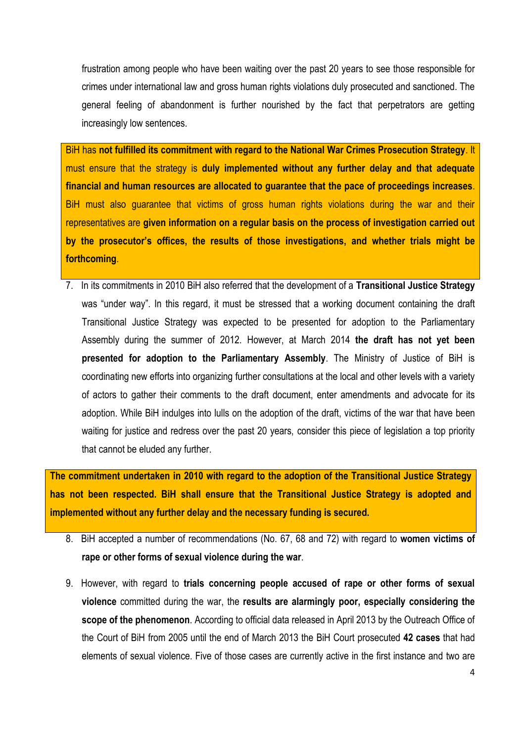frustration among people who have been waiting over the past 20 years to see those responsible for crimes under international law and gross human rights violations duly prosecuted and sanctioned. The general feeling of abandonment is further nourished by the fact that perpetrators are getting increasingly low sentences.

BiH has **not fulfilled its commitment with regard to the National War Crimes Prosecution Strategy**. It must ensure that the strategy is **duly implemented without any further delay and that adequate financial and human resources are allocated to guarantee that the pace of proceedings increases**. BiH must also guarantee that victims of gross human rights violations during the war and their representatives are **given information on a regular basis on the process of investigation carried out by the prosecutor's offices, the results of those investigations, and whether trials might be forthcoming**.

7. In its commitments in 2010 BiH also referred that the development of a **Transitional Justice Strategy** was "under way". In this regard, it must be stressed that a working document containing the draft Transitional Justice Strategy was expected to be presented for adoption to the Parliamentary Assembly during the summer of 2012. However, at March 2014 **the draft has not yet been presented for adoption to the Parliamentary Assembly**. The Ministry of Justice of BiH is coordinating new efforts into organizing further consultations at the local and other levels with a variety of actors to gather their comments to the draft document, enter amendments and advocate for its adoption. While BiH indulges into lulls on the adoption of the draft, victims of the war that have been waiting for justice and redress over the past 20 years, consider this piece of legislation a top priority that cannot be eluded any further.

**The commitment undertaken in 2010 with regard to the adoption of the Transitional Justice Strategy has not been respected. BiH shall ensure that the Transitional Justice Strategy is adopted and implemented without any further delay and the necessary funding is secured.**

8. BiH accepted a number of recommendations (No. 67, 68 and 72) with regard to **women victims of rape or other forms of sexual violence during the war**.

9. However, with regard to **trials concerning people accused of rape or other forms of sexual violence** committed during the war, the **results are alarmingly poor, especially considering the scope of the phenomenon**. According to official data released in April 2013 by the Outreach Office of the Court of BiH from 2005 until the end of March 2013 the BiH Court prosecuted **42 cases** that had elements of sexual violence. Five of those cases are currently active in the first instance and two are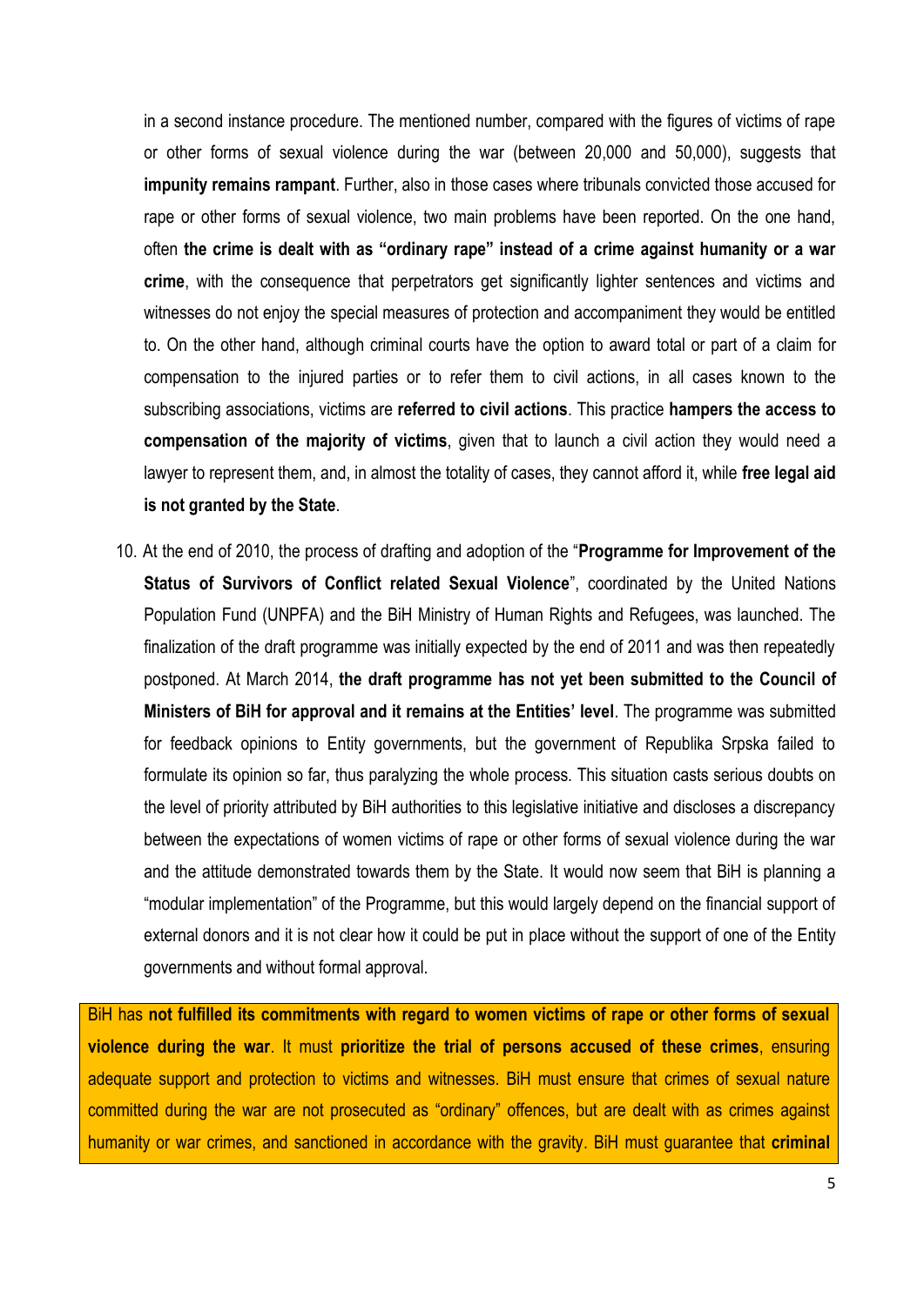in a second instance procedure. The mentioned number, compared with the figures of victims of rape or other forms of sexual violence during the war (between 20,000 and 50,000), suggests that **impunity remains rampant**. Further, also in those cases where tribunals convicted those accused for rape or other forms of sexual violence, two main problems have been reported. On the one hand, often **the crime is dealt with as "ordinary rape" instead of a crime against humanity or a war crime**, with the consequence that perpetrators get significantly lighter sentences and victims and witnesses do not enjoy the special measures of protection and accompaniment they would be entitled to. On the other hand, although criminal courts have the option to award total or part of a claim for compensation to the injured parties or to refer them to civil actions, in all cases known to the subscribing associations, victims are **referred to civil actions**. This practice **hampers the access to compensation of the majority of victims**, given that to launch a civil action they would need a lawyer to represent them, and, in almost the totality of cases, they cannot afford it, while **free legal aid is not granted by the State**.

10. At the end of 2010, the process of drafting and adoption of the "**Programme for Improvement of the Status of Survivors of Conflict related Sexual Violence**", coordinated by the United Nations Population Fund (UNPFA) and the BiH Ministry of Human Rights and Refugees, was launched. The finalization of the draft programme was initially expected by the end of 2011 and was then repeatedly postponed. At March 2014, **the draft programme has not yet been submitted to the Council of Ministers of BiH for approval and it remains at the Entities' level**. The programme was submitted for feedback opinions to Entity governments, but the government of Republika Srpska failed to formulate its opinion so far, thus paralyzing the whole process. This situation casts serious doubts on the level of priority attributed by BiH authorities to this legislative initiative and discloses a discrepancy between the expectations of women victims of rape or other forms of sexual violence during the war and the attitude demonstrated towards them by the State. It would now seem that BiH is planning a "modular implementation" of the Programme, but this would largely depend on the financial support of external donors and it is not clear how it could be put in place without the support of one of the Entity governments and without formal approval.

BiH has **not fulfilled its commitments with regard to women victims of rape or other forms of sexual violence during the war**. It must **prioritize the trial of persons accused of these crimes**, ensuring adequate support and protection to victims and witnesses. BiH must ensure that crimes of sexual nature committed during the war are not prosecuted as "ordinary" offences, but are dealt with as crimes against humanity or war crimes, and sanctioned in accordance with the gravity. BiH must guarantee that **criminal**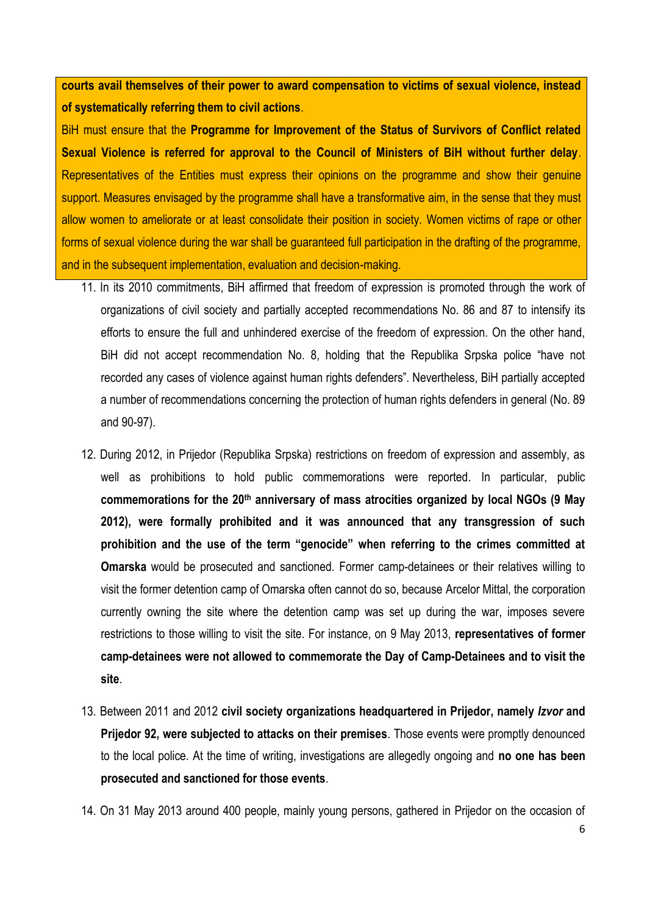**courts avail themselves of their power to award compensation to victims of sexual violence, instead of systematically referring them to civil actions**.

BiH must ensure that the **Programme for Improvement of the Status of Survivors of Conflict related Sexual Violence is referred for approval to the Council of Ministers of BiH without further delay**. Representatives of the Entities must express their opinions on the programme and show their genuine support. Measures envisaged by the programme shall have a transformative aim, in the sense that they must allow women to ameliorate or at least consolidate their position in society. Women victims of rape or other forms of sexual violence during the war shall be guaranteed full participation in the drafting of the programme, and in the subsequent implementation, evaluation and decision-making.

11. In its 2010 commitments, BiH affirmed that freedom of expression is promoted through the work of organizations of civil society and partially accepted recommendations No. 86 and 87 to intensify its efforts to ensure the full and unhindered exercise of the freedom of expression. On the other hand, BiH did not accept recommendation No. 8, holding that the Republika Srpska police "have not recorded any cases of violence against human rights defenders". Nevertheless, BiH partially accepted a number of recommendations concerning the protection of human rights defenders in general (No. 89 and 90-97).

12. During 2012, in Prijedor (Republika Srpska) restrictions on freedom of expression and assembly, as well as prohibitions to hold public commemorations were reported. In particular, public **commemorations for the 20th anniversary of mass atrocities organized by local NGOs (9 May 2012), were formally prohibited and it was announced that any transgression of such prohibition and the use of the term "genocide" when referring to the crimes committed at Omarska** would be prosecuted and sanctioned. Former camp-detainees or their relatives willing to visit the former detention camp of Omarska often cannot do so, because Arcelor Mittal, the corporation currently owning the site where the detention camp was set up during the war, imposes severe restrictions to those willing to visit the site. For instance, on 9 May 2013, **representatives of former camp-detainees were not allowed to commemorate the Day of Camp-Detainees and to visit the site**.

13. Between 2011 and 2012 **civil society organizations headquartered in Prijedor, namely *Izvor* and Prijedor 92, were subjected to attacks on their premises**. Those events were promptly denounced to the local police. At the time of writing, investigations are allegedly ongoing and **no one has been prosecuted and sanctioned for those events**.

14. On 31 May 2013 around 400 people, mainly young persons, gathered in Prijedor on the occasion of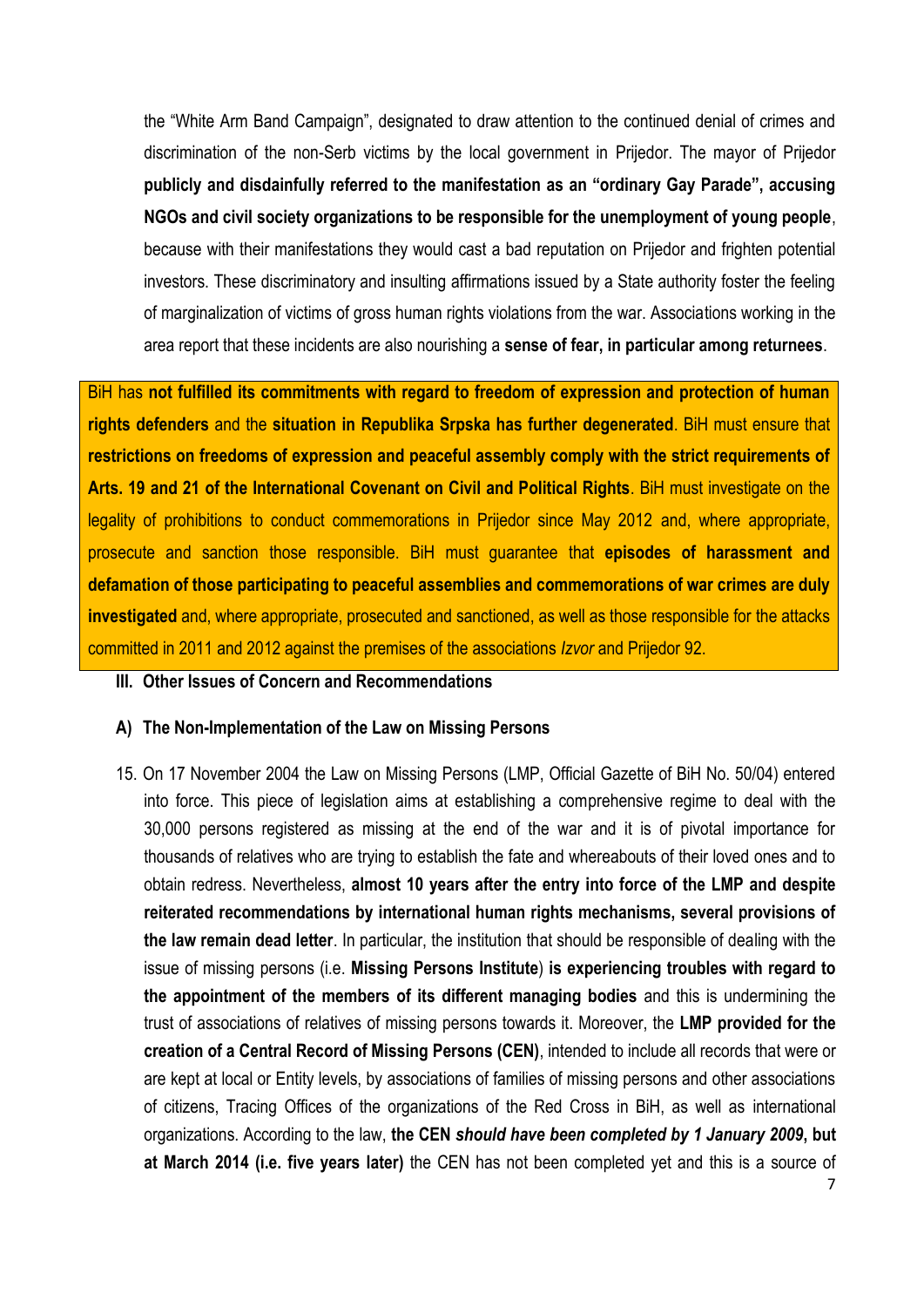the "White Arm Band Campaign", designated to draw attention to the continued denial of crimes and discrimination of the non-Serb victims by the local government in Prijedor. The mayor of Prijedor **publicly and disdainfully referred to the manifestation as an "ordinary Gay Parade", accusing NGOs and civil society organizations to be responsible for the unemployment of young people**, because with their manifestations they would cast a bad reputation on Prijedor and frighten potential investors. These discriminatory and insulting affirmations issued by a State authority foster the feeling of marginalization of victims of gross human rights violations from the war. Associations working in the area report that these incidents are also nourishing a **sense of fear, in particular among returnees**.

BiH has **not fulfilled its commitments with regard to freedom of expression and protection of human rights defenders** and the **situation in Republika Srpska has further degenerated**. BiH must ensure that **restrictions on freedoms of expression and peaceful assembly comply with the strict requirements of Arts. 19 and 21 of the International Covenant on Civil and Political Rights**. BiH must investigate on the legality of prohibitions to conduct commemorations in Prijedor since May 2012 and, where appropriate, prosecute and sanction those responsible. BiH must guarantee that **episodes of harassment and defamation of those participating to peaceful assemblies and commemorations of war crimes are duly investigated** and, where appropriate, prosecuted and sanctioned, as well as those responsible for the attacks committed in 2011 and 2012 against the premises of the associations *Izvor* and Prijedor 92.

## III. Other Issues of Concern and Recommendations

### A) The Non-Implementation of the Law on Missing Persons

15. On 17 November 2004 the Law on Missing Persons (LMP, Official Gazette of BiH No. 50/04) entered into force. This piece of legislation aims at establishing a comprehensive regime to deal with the 30,000 persons registered as missing at the end of the war and it is of pivotal importance for thousands of relatives who are trying to establish the fate and whereabouts of their loved ones and to obtain redress. Nevertheless, **almost 10 years after the entry into force of the LMP and despite reiterated recommendations by international human rights mechanisms, several provisions of the law remain dead letter**. In particular, the institution that should be responsible of dealing with the issue of missing persons (i.e. **Missing Persons Institute**) **is experiencing troubles with regard to the appointment of the members of its different managing bodies** and this is undermining the trust of associations of relatives of missing persons towards it. Moreover, the **LMP provided for the creation of a Central Record of Missing Persons (CEN)**, intended to include all records that were or are kept at local or Entity levels, by associations of families of missing persons and other associations of citizens, Tracing Offices of the organizations of the Red Cross in BiH, as well as international organizations. According to the law, **the CEN *should have been completed by 1 January 2009*, but at March 2014 (i.e. five years later)** the CEN has not been completed yet and this is a source of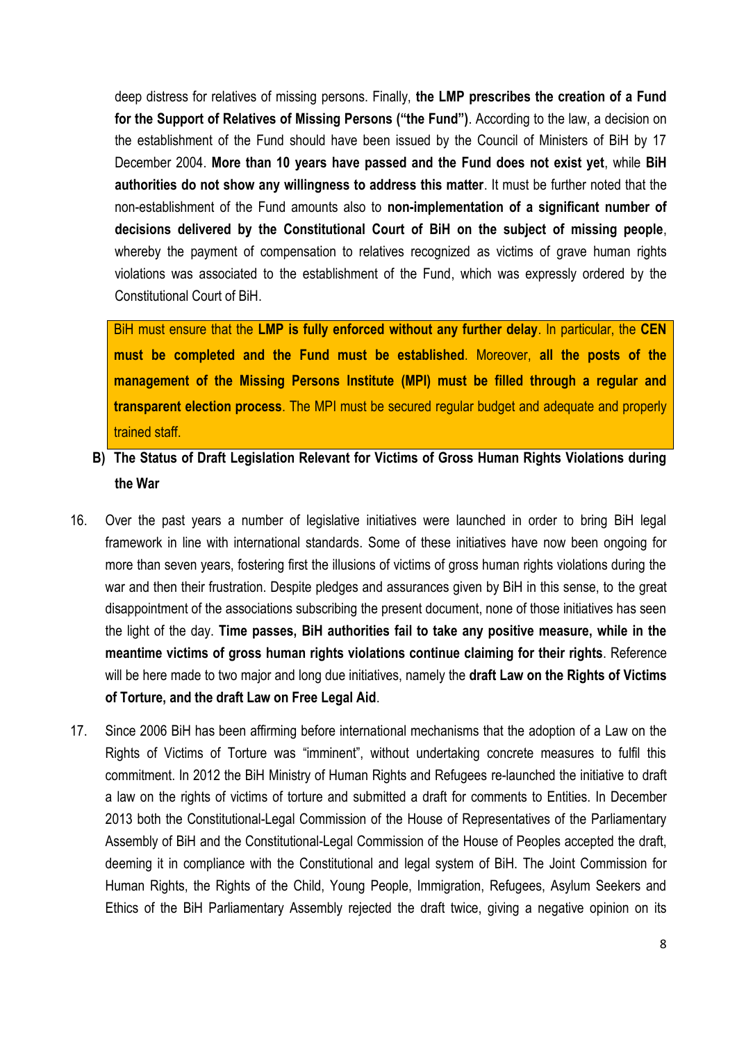deep distress for relatives of missing persons. Finally, **the LMP prescribes the creation of a Fund for the Support of Relatives of Missing Persons ("the Fund")**. According to the law, a decision on the establishment of the Fund should have been issued by the Council of Ministers of BiH by 17 December 2004. **More than 10 years have passed and the Fund does not exist yet**, while **BiH authorities do not show any willingness to address this matter**. It must be further noted that the non-establishment of the Fund amounts also to **non-implementation of a significant number of decisions delivered by the Constitutional Court of BiH on the subject of missing people**, whereby the payment of compensation to relatives recognized as victims of grave human rights violations was associated to the establishment of the Fund, which was expressly ordered by the Constitutional Court of BiH.

BiH must ensure that the **LMP is fully enforced without any further delay**. In particular, the **CEN must be completed and the Fund must be established**. Moreover, **all the posts of the management of the Missing Persons Institute (MPI) must be filled through a regular and transparent election process**. The MPI must be secured regular budget and adequate and properly trained staff.

## B) The Status of Draft Legislation Relevant for Victims of Gross Human Rights Violations during the War

16. Over the past years a number of legislative initiatives were launched in order to bring BiH legal framework in line with international standards. Some of these initiatives have now been ongoing for more than seven years, fostering first the illusions of victims of gross human rights violations during the war and then their frustration. Despite pledges and assurances given by BiH in this sense, to the great disappointment of the associations subscribing the present document, none of those initiatives has seen the light of the day. **Time passes, BiH authorities fail to take any positive measure, while in the meantime victims of gross human rights violations continue claiming for their rights**. Reference will be here made to two major and long due initiatives, namely the **draft Law on the Rights of Victims of Torture, and the draft Law on Free Legal Aid**.

17. Since 2006 BiH has been affirming before international mechanisms that the adoption of a Law on the Rights of Victims of Torture was "imminent", without undertaking concrete measures to fulfil this commitment. In 2012 the BiH Ministry of Human Rights and Refugees re-launched the initiative to draft a law on the rights of victims of torture and submitted a draft for comments to Entities. In December 2013 both the Constitutional-Legal Commission of the House of Representatives of the Parliamentary Assembly of BiH and the Constitutional-Legal Commission of the House of Peoples accepted the draft, deeming it in compliance with the Constitutional and legal system of BiH. The Joint Commission for Human Rights, the Rights of the Child, Young People, Immigration, Refugees, Asylum Seekers and Ethics of the BiH Parliamentary Assembly rejected the draft twice, giving a negative opinion on its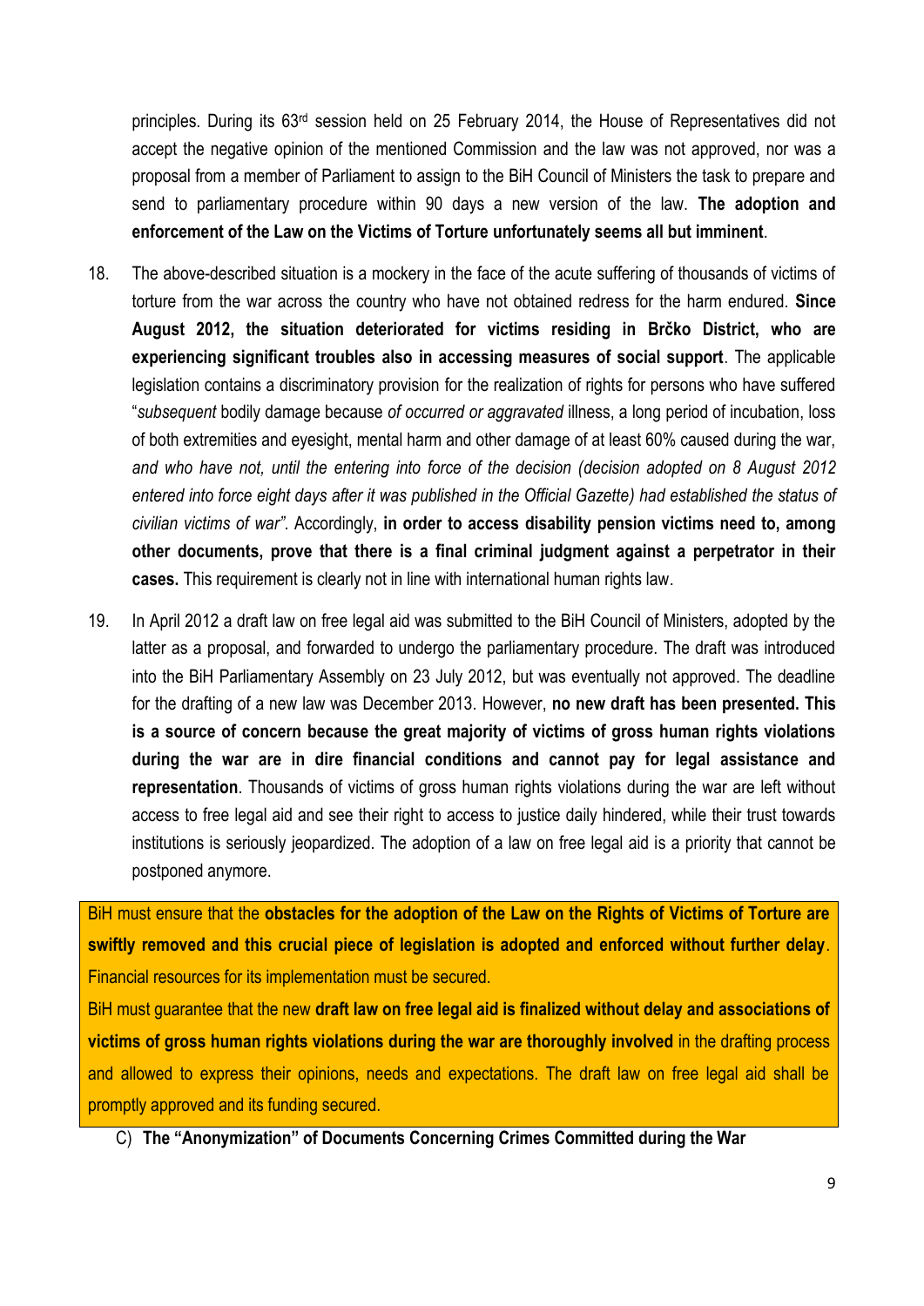principles. During its 63rd session held on 25 February 2014, the House of Representatives did not accept the negative opinion of the mentioned Commission and the law was not approved, nor was a proposal from a member of Parliament to assign to the BiH Council of Ministers the task to prepare and send to parliamentary procedure within 90 days a new version of the law. **The adoption and enforcement of the Law on the Victims of Torture unfortunately seems all but imminent**.

18. The above-described situation is a mockery in the face of the acute suffering of thousands of victims of torture from the war across the country who have not obtained redress for the harm endured. **Since August 2012, the situation deteriorated for victims residing in Brčko District, who are experiencing significant troubles also in accessing measures of social support**. The applicable legislation contains a discriminatory provision for the realization of rights for persons who have suffered "*subsequent* bodily damage because *of occurred or aggravated* illness, a long period of incubation, loss of both extremities and eyesight, mental harm and other damage of at least 60% caused during the war, *and who have not, until the entering into force of the decision (decision adopted on 8 August 2012 entered into force eight days after it was published in the Official Gazette) had established the status of civilian victims of war"*. Accordingly, **in order to access disability pension victims need to, among other documents, prove that there is a final criminal judgment against a perpetrator in their cases.** This requirement is clearly not in line with international human rights law.

19. In April 2012 a draft law on free legal aid was submitted to the BiH Council of Ministers, adopted by the latter as a proposal, and forwarded to undergo the parliamentary procedure. The draft was introduced into the BiH Parliamentary Assembly on 23 July 2012, but was eventually not approved. The deadline for the drafting of a new law was December 2013. However, **no new draft has been presented. This is a source of concern because the great majority of victims of gross human rights violations during the war are in dire financial conditions and cannot pay for legal assistance and representation**. Thousands of victims of gross human rights violations during the war are left without access to free legal aid and see their right to access to justice daily hindered, while their trust towards institutions is seriously jeopardized. The adoption of a law on free legal aid is a priority that cannot be postponed anymore.

BiH must ensure that the **obstacles for the adoption of the Law on the Rights of Victims of Torture are swiftly removed and this crucial piece of legislation is adopted and enforced without further delay**. Financial resources for its implementation must be secured.

BiH must guarantee that the new **draft law on free legal aid is finalized without delay and associations of victims of gross human rights violations during the war are thoroughly involved** in the drafting process and allowed to express their opinions, needs and expectations. The draft law on free legal aid shall be promptly approved and its funding secured.

### C) The "Anonymization" of Documents Concerning Crimes Committed during the War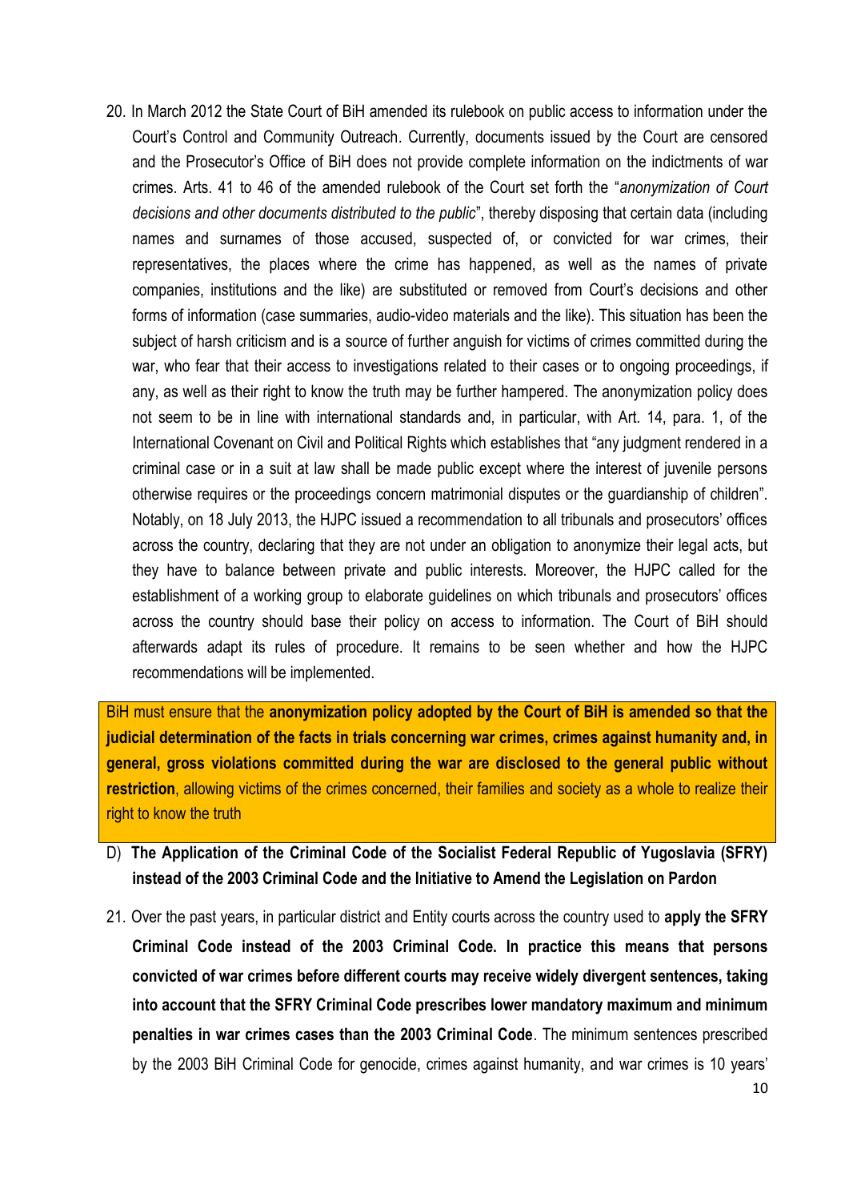20. In March 2012 the State Court of BiH amended its rulebook on public access to information under the Court's Control and Community Outreach. Currently, documents issued by the Court are censored and the Prosecutor's Office of BiH does not provide complete information on the indictments of war crimes. Arts. 41 to 46 of the amended rulebook of the Court set forth the "*anonymization of Court decisions and other documents distributed to the public*", thereby disposing that certain data (including names and surnames of those accused, suspected of, or convicted for war crimes, their representatives, the places where the crime has happened, as well as the names of private companies, institutions and the like) are substituted or removed from Court's decisions and other forms of information (case summaries, audio-video materials and the like). This situation has been the subject of harsh criticism and is a source of further anguish for victims of crimes committed during the war, who fear that their access to investigations related to their cases or to ongoing proceedings, if any, as well as their right to know the truth may be further hampered. The anonymization policy does not seem to be in line with international standards and, in particular, with Art. 14, para. 1, of the International Covenant on Civil and Political Rights which establishes that "any judgment rendered in a criminal case or in a suit at law shall be made public except where the interest of juvenile persons otherwise requires or the proceedings concern matrimonial disputes or the guardianship of children". Notably, on 18 July 2013, the HJPC issued a recommendation to all tribunals and prosecutors' offices across the country, declaring that they are not under an obligation to anonymize their legal acts, but they have to balance between private and public interests. Moreover, the HJPC called for the establishment of a working group to elaborate guidelines on which tribunals and prosecutors' offices across the country should base their policy on access to information. The Court of BiH should afterwards adapt its rules of procedure. It remains to be seen whether and how the HJPC recommendations will be implemented.

BiH must ensure that the **anonymization policy adopted by the Court of BiH is amended so that the judicial determination of the facts in trials concerning war crimes, crimes against humanity and, in general, gross violations committed during the war are disclosed to the general public without restriction**, allowing victims of the crimes concerned, their families and society as a whole to realize their right to know the truth

D) **The Application of the Criminal Code of the Socialist Federal Republic of Yugoslavia (SFRY) instead of the 2003 Criminal Code and the Initiative to Amend the Legislation on Pardon**

21. Over the past years, in particular district and Entity courts across the country used to **apply the SFRY Criminal Code instead of the 2003 Criminal Code. In practice this means that persons convicted of war crimes before different courts may receive widely divergent sentences, taking into account that the SFRY Criminal Code prescribes lower mandatory maximum and minimum penalties in war crimes cases than the 2003 Criminal Code**. The minimum sentences prescribed by the 2003 BiH Criminal Code for genocide, crimes against humanity, and war crimes is 10 years'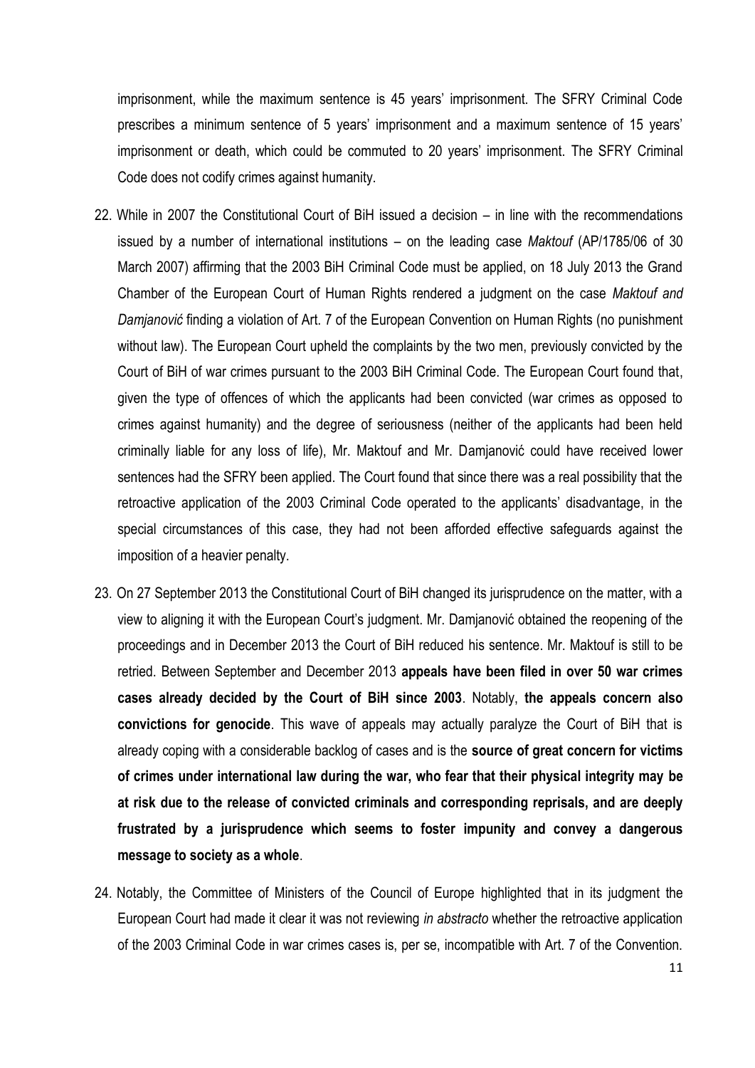imprisonment, while the maximum sentence is 45 years' imprisonment. The SFRY Criminal Code prescribes a minimum sentence of 5 years' imprisonment and a maximum sentence of 15 years' imprisonment or death, which could be commuted to 20 years' imprisonment. The SFRY Criminal Code does not codify crimes against humanity.

22. While in 2007 the Constitutional Court of BiH issued a decision – in line with the recommendations issued by a number of international institutions – on the leading case *Maktouf* (AP/1785/06 of 30 March 2007) affirming that the 2003 BiH Criminal Code must be applied, on 18 July 2013 the Grand Chamber of the European Court of Human Rights rendered a judgment on the case *Maktouf and Damjanović* finding a violation of Art. 7 of the European Convention on Human Rights (no punishment without law). The European Court upheld the complaints by the two men, previously convicted by the Court of BiH of war crimes pursuant to the 2003 BiH Criminal Code. The European Court found that, given the type of offences of which the applicants had been convicted (war crimes as opposed to crimes against humanity) and the degree of seriousness (neither of the applicants had been held criminally liable for any loss of life), Mr. Maktouf and Mr. Damjanović could have received lower sentences had the SFRY been applied. The Court found that since there was a real possibility that the retroactive application of the 2003 Criminal Code operated to the applicants' disadvantage, in the special circumstances of this case, they had not been afforded effective safeguards against the imposition of a heavier penalty.

23. On 27 September 2013 the Constitutional Court of BiH changed its jurisprudence on the matter, with a view to aligning it with the European Court's judgment. Mr. Damjanović obtained the reopening of the proceedings and in December 2013 the Court of BiH reduced his sentence. Mr. Maktouf is still to be retried. Between September and December 2013 **appeals have been filed in over 50 war crimes cases already decided by the Court of BiH since 2003**. Notably, **the appeals concern also convictions for genocide**. This wave of appeals may actually paralyze the Court of BiH that is already coping with a considerable backlog of cases and is the **source of great concern for victims of crimes under international law during the war, who fear that their physical integrity may be at risk due to the release of convicted criminals and corresponding reprisals, and are deeply frustrated by a jurisprudence which seems to foster impunity and convey a dangerous message to society as a whole**.

24. Notably, the Committee of Ministers of the Council of Europe highlighted that in its judgment the European Court had made it clear it was not reviewing *in abstracto* whether the retroactive application of the 2003 Criminal Code in war crimes cases is, per se, incompatible with Art. 7 of the Convention.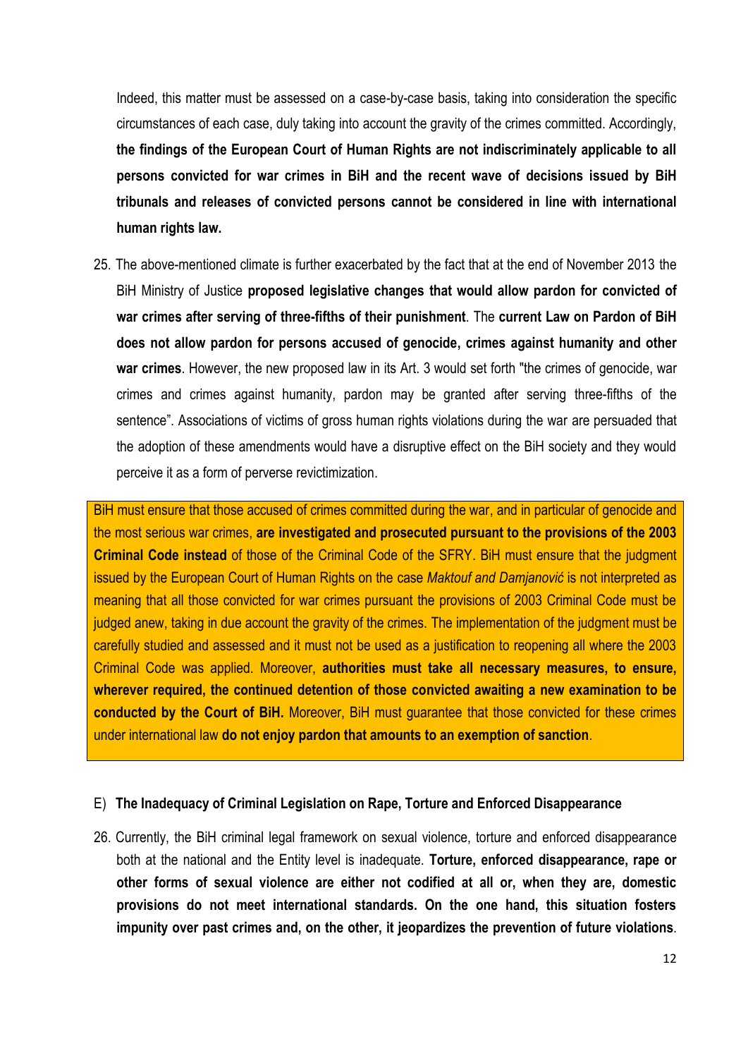Indeed, this matter must be assessed on a case-by-case basis, taking into consideration the specific circumstances of each case, duly taking into account the gravity of the crimes committed. Accordingly, **the findings of the European Court of Human Rights are not indiscriminately applicable to all persons convicted for war crimes in BiH and the recent wave of decisions issued by BiH tribunals and releases of convicted persons cannot be considered in line with international human rights law.**

25. The above-mentioned climate is further exacerbated by the fact that at the end of November 2013 the BiH Ministry of Justice **proposed legislative changes that would allow pardon for convicted of war crimes after serving of three-fifths of their punishment**. The **current Law on Pardon of BiH does not allow pardon for persons accused of genocide, crimes against humanity and other war crimes**. However, the new proposed law in its Art. 3 would set forth "the crimes of genocide, war crimes and crimes against humanity, pardon may be granted after serving three-fifths of the sentence". Associations of victims of gross human rights violations during the war are persuaded that the adoption of these amendments would have a disruptive effect on the BiH society and they would perceive it as a form of perverse revictimization.

BiH must ensure that those accused of crimes committed during the war, and in particular of genocide and the most serious war crimes, **are investigated and prosecuted pursuant to the provisions of the 2003 Criminal Code instead** of those of the Criminal Code of the SFRY. BiH must ensure that the judgment issued by the European Court of Human Rights on the case *Maktouf and Damjanović* is not interpreted as meaning that all those convicted for war crimes pursuant the provisions of 2003 Criminal Code must be judged anew, taking in due account the gravity of the crimes. The implementation of the judgment must be carefully studied and assessed and it must not be used as a justification to reopening all where the 2003 Criminal Code was applied. Moreover, **authorities must take all necessary measures, to ensure, wherever required, the continued detention of those convicted awaiting a new examination to be conducted by the Court of BiH.** Moreover, BiH must guarantee that those convicted for these crimes under international law **do not enjoy pardon that amounts to an exemption of sanction**.

E) **The Inadequacy of Criminal Legislation on Rape, Torture and Enforced Disappearance**

26. Currently, the BiH criminal legal framework on sexual violence, torture and enforced disappearance both at the national and the Entity level is inadequate. **Torture, enforced disappearance, rape or other forms of sexual violence are either not codified at all or, when they are, domestic provisions do not meet international standards. On the one hand, this situation fosters impunity over past crimes and, on the other, it jeopardizes the prevention of future violations**.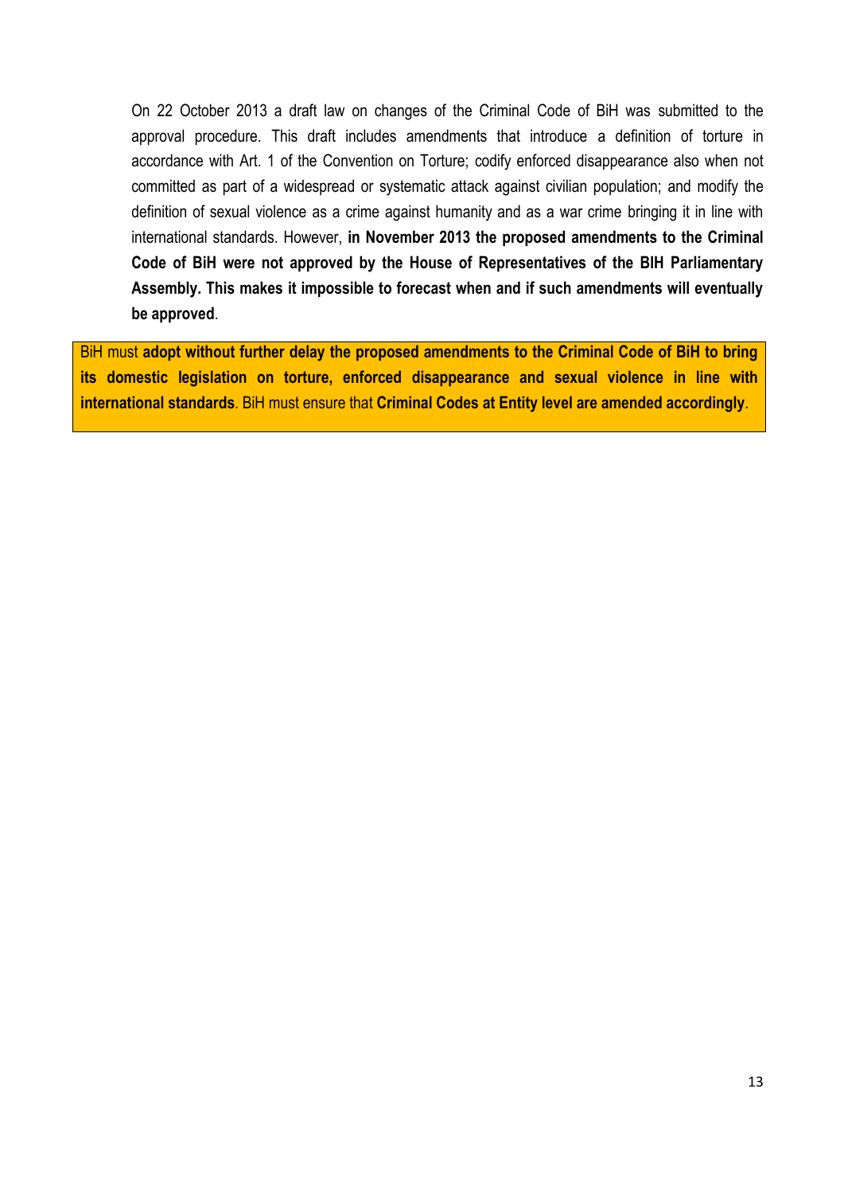On 22 October 2013 a draft law on changes of the Criminal Code of BiH was submitted to the approval procedure. This draft includes amendments that introduce a definition of torture in accordance with Art. 1 of the Convention on Torture; codify enforced disappearance also when not committed as part of a widespread or systematic attack against civilian population; and modify the definition of sexual violence as a crime against humanity and as a war crime bringing it in line with international standards. However, **in November 2013 the proposed amendments to the Criminal Code of BiH were not approved by the House of Representatives of the BIH Parliamentary Assembly. This makes it impossible to forecast when and if such amendments will eventually be approved**.

BiH must **adopt without further delay the proposed amendments to the Criminal Code of BiH to bring its domestic legislation on torture, enforced disappearance and sexual violence in line with international standards**. BiH must ensure that **Criminal Codes at Entity level are amended accordingly**.